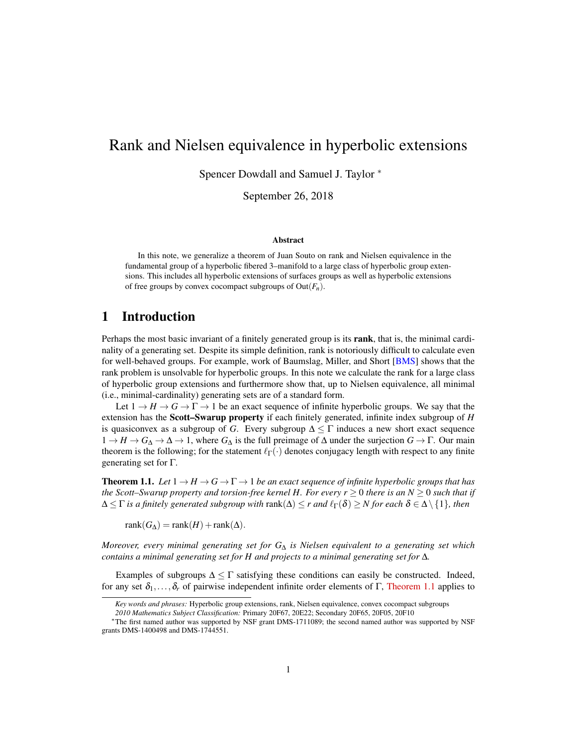# Rank and Nielsen equivalence in hyperbolic extensions

Spencer Dowdall and Samuel J. Taylor [*]

September 26, 2018

### Abstract

In this note, we generalize a theorem of Juan Souto on rank and Nielsen equivalence in the fundamental group of a hyperbolic fibered 3–manifold to a large class of hyperbolic group extensions. This includes all hyperbolic extensions of surfaces groups as well as hyperbolic extensions of free groups by convex cocompact subgroups of $\mathrm{Out}(F_n)$.

## 1 Introduction

Perhaps the most basic invariant of a finitely generated group is its **rank**, that is, the minimal cardinality of a generating set. Despite its simple definition, rank is notoriously difficult to calculate even for well-behaved groups. For example, work of Baumslag, Miller, and Short [BMS] shows that the rank problem is unsolvable for hyperbolic groups. In this note we calculate the rank for a large class of hyperbolic group extensions and furthermore show that, up to Nielsen equivalence, all minimal (i.e., minimal-cardinality) generating sets are of a standard form.

Let $1 \to H \to G \to \Gamma \to 1$ be an exact sequence of infinite hyperbolic groups. We say that the extension has the **Scott–Swarup property** if each finitely generated, infinite index subgroup of $H$ is quasiconvex as a subgroup of $G$. Every subgroup $\Delta \le \Gamma$ induces a new short exact sequence $1 \to H \to G_\Delta \to \Delta \to 1$, where $G_\Delta$ is the full preimage of $\Delta$ under the surjection $G \to \Gamma$. Our main theorem is the following; for the statement $\ell_\Gamma(\cdot)$ denotes conjugacy length with respect to any finite generating set for $\Gamma$.

**Theorem 1.1.** *Let $1 \to H \to G \to \Gamma \to 1$ be an exact sequence of infinite hyperbolic groups that has the Scott–Swarup property and torsion-free kernel $H$. For every $r \ge 0$ there is an $N \ge 0$ such that if $\Delta \le \Gamma$ is a finitely generated subgroup with $\mathrm{rank}(\Delta) \le r$ and $\ell_\Gamma(\delta) \ge N$ for each $\delta \in \Delta \setminus \{1\}$, then*

$$\mathrm{rank}(G_\Delta) = \mathrm{rank}(H) + \mathrm{rank}(\Delta).$$

*Moreover, every minimal generating set for $G_\Delta$ is Nielsen equivalent to a generating set which contains a minimal generating set for $H$ and projects to a minimal generating set for $\Delta$.*

Examples of subgroups $\Delta \le \Gamma$ satisfying these conditions can easily be constructed. Indeed, for any set $\delta_1, \ldots, \delta_r$ of pairwise independent infinite order elements of $\Gamma$, Theorem 1.1 applies to

---

*Key words and phrases:* Hyperbolic group extensions, rank, Nielsen equivalence, convex cocompact subgroups

*2010 Mathematics Subject Classification:* Primary 20F67, 20E22; Secondary 20F65, 20F05, 20F10

[*]The first named author was supported by NSF grant DMS-1711089; the second named author was supported by NSF grants DMS-1400498 and DMS-1744551.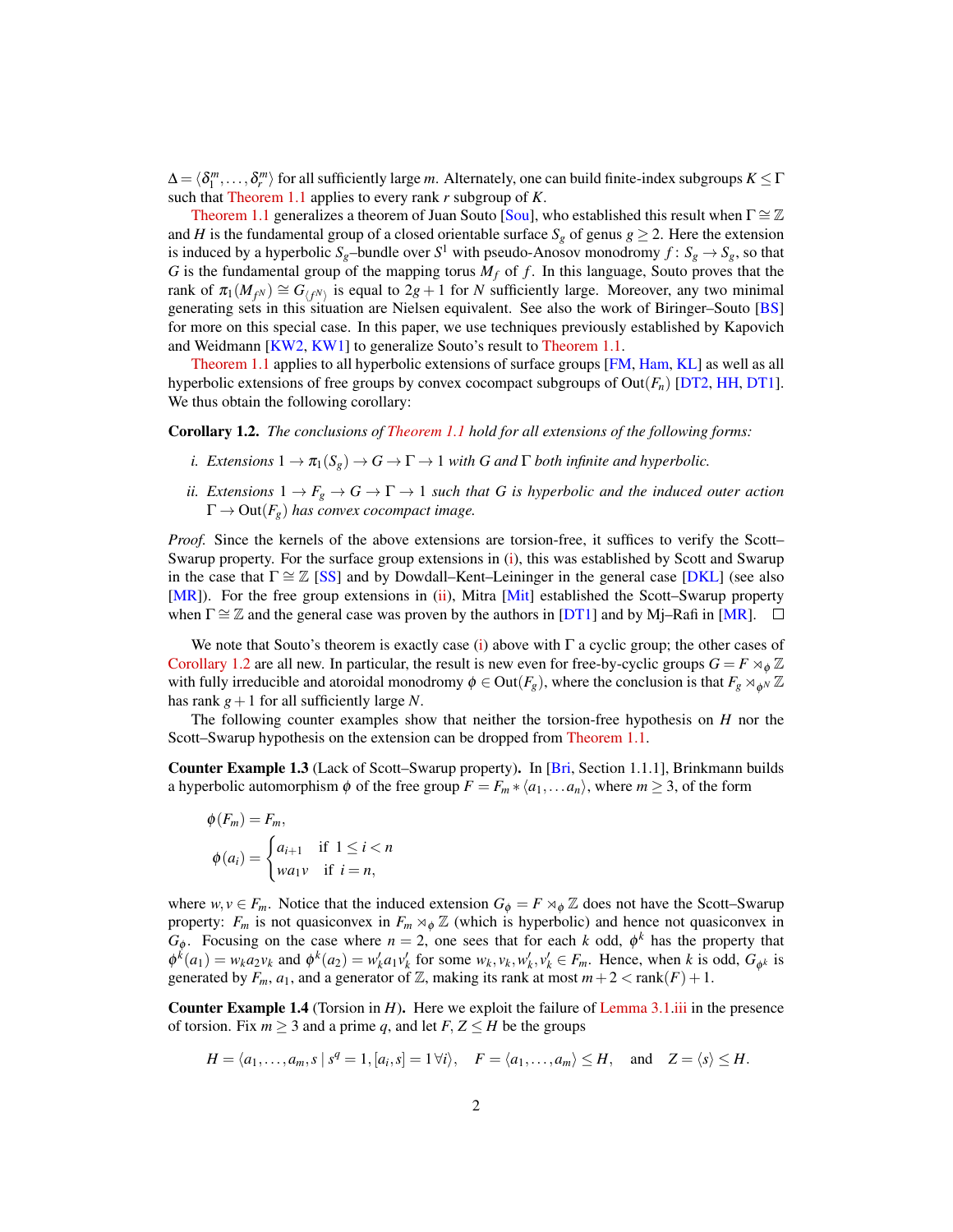$\Delta = \langle \delta_1^m, \ldots, \delta_r^m \rangle$ for all sufficiently large $m$. Alternately, one can build finite-index subgroups $K \leq \Gamma$ such that Theorem 1.1 applies to every rank $r$ subgroup of $K$.

Theorem 1.1 generalizes a theorem of Juan Souto [Sou], who established this result when $\Gamma \cong \mathbb{Z}$ and $H$ is the fundamental group of a closed orientable surface $S_g$ of genus $g \geq 2$. Here the extension is induced by a hyperbolic $S_g$–bundle over $S^1$ with pseudo-Anosov monodromy $f\colon S_g \to S_g$, so that $G$ is the fundamental group of the mapping torus $M_f$ of $f$. In this language, Souto proves that the rank of $\pi_1(M_{f^N}) \cong G_{\langle f^N \rangle}$ is equal to $2g+1$ for $N$ sufficiently large. Moreover, any two minimal generating sets in this situation are Nielsen equivalent. See also the work of Biringer–Souto [BS] for more on this special case. In this paper, we use techniques previously established by Kapovich and Weidmann [KW2, KW1] to generalize Souto's result to Theorem 1.1.

Theorem 1.1 applies to all hyperbolic extensions of surface groups [FM, Ham, KL] as well as all hyperbolic extensions of free groups by convex cocompact subgroups of $\mathrm{Out}(F_n)$ [DT2, HH, DT1]. We thus obtain the following corollary:

**Corollary 1.2.** *The conclusions of Theorem 1.1 hold for all extensions of the following forms:*

*i. Extensions $1 \to \pi_1(S_g) \to G \to \Gamma \to 1$ with $G$ and $\Gamma$ both infinite and hyperbolic.*

*ii. Extensions $1 \to F_g \to G \to \Gamma \to 1$ such that $G$ is hyperbolic and the induced outer action $\Gamma \to \mathrm{Out}(F_g)$ has convex cocompact image.*

*Proof.* Since the kernels of the above extensions are torsion-free, it suffices to verify the Scott–Swarup property. For the surface group extensions in (i), this was established by Scott and Swarup in the case that $\Gamma \cong \mathbb{Z}$ [SS] and by Dowdall–Kent–Leininger in the general case [DKL] (see also [MR]). For the free group extensions in (ii), Mitra [Mit] established the Scott–Swarup property when $\Gamma \cong \mathbb{Z}$ and the general case was proven by the authors in [DT1] and by Mj–Rafi in [MR]. $\square$

We note that Souto's theorem is exactly case (i) above with $\Gamma$ a cyclic group; the other cases of Corollary 1.2 are all new. In particular, the result is new even for free-by-cyclic groups $G = F \rtimes_\phi \mathbb{Z}$ with fully irreducible and atoroidal monodromy $\phi \in \mathrm{Out}(F_g)$, where the conclusion is that $F_g \rtimes_{\phi^N} \mathbb{Z}$ has rank $g+1$ for all sufficiently large $N$.

The following counter examples show that neither the torsion-free hypothesis on $H$ nor the Scott–Swarup hypothesis on the extension can be dropped from Theorem 1.1.

**Counter Example 1.3** (Lack of Scott–Swarup property). In [Bri, Section 1.1.1], Brinkmann builds a hyperbolic automorphism $\phi$ of the free group $F = F_m * \langle a_1, \ldots a_n \rangle$, where $m \geq 3$, of the form

$$\phi(F_m) = F_m,$$

$$\phi(a_i) = \begin{cases} a_{i+1} & \text{if } 1 \leq i < n \\ w a_1 v & \text{if } i = n, \end{cases}$$

where $w, v \in F_m$. Notice that the induced extension $G_\phi = F \rtimes_\phi \mathbb{Z}$ does not have the Scott–Swarup property: $F_m$ is not quasiconvex in $F_m \rtimes_\phi \mathbb{Z}$ (which is hyperbolic) and hence not quasiconvex in $G_\phi$. Focusing on the case where $n = 2$, one sees that for each $k$ odd, $\phi^k$ has the property that $\phi^k(a_1) = w_k a_2 v_k$ and $\phi^k(a_2) = w_k' a_1 v_k'$ for some $w_k, v_k, w_k', v_k' \in F_m$. Hence, when $k$ is odd, $G_{\phi^k}$ is generated by $F_m$, $a_1$, and a generator of $\mathbb{Z}$, making its rank at most $m+2 < \mathrm{rank}(F)+1$.

**Counter Example 1.4** (Torsion in $H$). Here we exploit the failure of Lemma 3.1.iii in the presence of torsion. Fix $m \geq 3$ and a prime $q$, and let $F, Z \leq H$ be the groups

$$H = \langle a_1, \ldots, a_m, s \mid s^q = 1, [a_i, s] = 1 \, \forall i \rangle, \quad F = \langle a_1, \ldots, a_m \rangle \leq H, \quad \text{and} \quad Z = \langle s \rangle \leq H.$$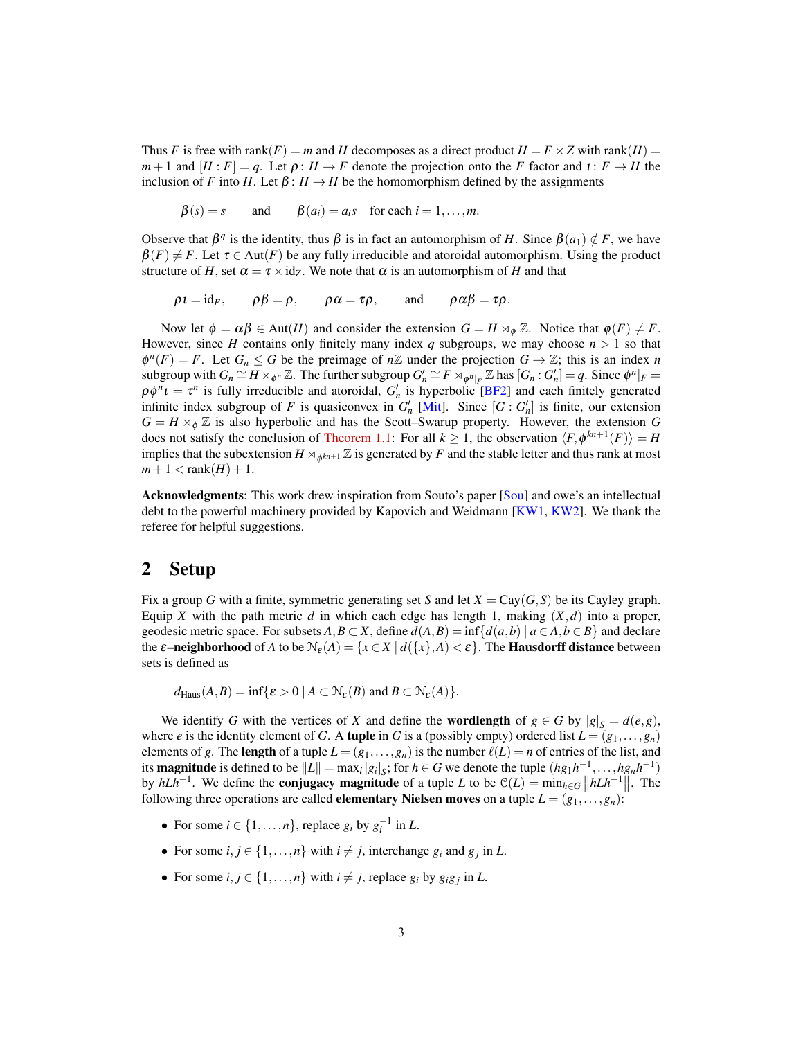Thus $F$ is free with $\operatorname{rank}(F) = m$ and $H$ decomposes as a direct product $H = F \times Z$ with $\operatorname{rank}(H) = m+1$ and $[H : F] = q$. Let $\rho \colon H \to F$ denote the projection onto the $F$ factor and $\iota \colon F \to H$ the inclusion of $F$ into $H$. Let $\beta \colon H \to H$ be the homomorphism defined by the assignments

$$\beta(s) = s \qquad \text{and} \qquad \beta(a_i) = a_i s \quad \text{for each } i = 1, \dots, m.$$

Observe that $\beta^q$ is the identity, thus $\beta$ is in fact an automorphism of $H$. Since $\beta(a_1) \notin F$, we have $\beta(F) \neq F$. Let $\tau \in \operatorname{Aut}(F)$ be any fully irreducible and atoroidal automorphism. Using the product structure of $H$, set $\alpha = \tau \times \mathrm{id}_Z$. We note that $\alpha$ is an automorphism of $H$ and that

$$\rho\iota = \mathrm{id}_F, \qquad \rho\beta = \rho, \qquad \rho\alpha = \tau\rho, \qquad \text{and} \qquad \rho\alpha\beta = \tau\rho.$$

Now let $\phi = \alpha\beta \in \operatorname{Aut}(H)$ and consider the extension $G = H \rtimes_\phi \mathbb{Z}$. Notice that $\phi(F) \neq F$. However, since $H$ contains only finitely many index $q$ subgroups, we may choose $n > 1$ so that $\phi^n(F) = F$. Let $G_n \leq G$ be the preimage of $n\mathbb{Z}$ under the projection $G \to \mathbb{Z}$; this is an index $n$ subgroup with $G_n \cong H \rtimes_{\phi^n} \mathbb{Z}$. The further subgroup $G'_n \cong F \rtimes_{\phi^n|_F} \mathbb{Z}$ has $[G_n : G'_n] = q$. Since $\phi^n|_F = \rho\phi^n\iota = \tau^n$ is fully irreducible and atoroidal, $G'_n$ is hyperbolic [BF2] and each finitely generated infinite index subgroup of $F$ is quasiconvex in $G'_n$ [Mit]. Since $[G : G'_n]$ is finite, our extension $G = H \rtimes_\phi \mathbb{Z}$ is also hyperbolic and has the Scott–Swarup property. However, the extension $G$ does not satisfy the conclusion of Theorem 1.1: For all $k \geq 1$, the observation $\langle F, \phi^{kn+1}(F) \rangle = H$ implies that the subextension $H \rtimes_{\phi^{kn+1}} \mathbb{Z}$ is generated by $F$ and the stable letter and thus rank at most $m + 1 < \operatorname{rank}(H) + 1$.

**Acknowledgments**: This work drew inspiration from Souto's paper [Sou] and owe's an intellectual debt to the powerful machinery provided by Kapovich and Weidmann [KW1, KW2]. We thank the referee for helpful suggestions.

## 2 Setup

Fix a group $G$ with a finite, symmetric generating set $S$ and let $X = \operatorname{Cay}(G,S)$ be its Cayley graph. Equip $X$ with the path metric $d$ in which each edge has length 1, making $(X,d)$ into a proper, geodesic metric space. For subsets $A, B \subset X$, define $d(A,B) = \inf\{d(a,b) \mid a \in A, b \in B\}$ and declare the **$\varepsilon$–neighborhood** of $A$ to be $\mathcal{N}_\varepsilon(A) = \{x \in X \mid d(\{x\}, A) < \varepsilon\}$. The **Hausdorff distance** between sets is defined as

$$d_{\mathrm{Haus}}(A,B) = \inf\{\varepsilon > 0 \mid A \subset \mathcal{N}_\varepsilon(B) \text{ and } B \subset \mathcal{N}_\varepsilon(A)\}.$$

We identify $G$ with the vertices of $X$ and define the **wordlength** of $g \in G$ by $|g|_S = d(e,g)$, where $e$ is the identity element of $G$. A **tuple** in $G$ is a (possibly empty) ordered list $L = (g_1, \dots, g_n)$ elements of $g$. The **length** of a tuple $L = (g_1, \dots, g_n)$ is the number $\ell(L) = n$ of entries of the list, and its **magnitude** is defined to be $\|L\| = \max_i |g_i|_S$; for $h \in G$ we denote the tuple $(hg_1h^{-1}, \dots, hg_nh^{-1})$ by $hLh^{-1}$. We define the **conjugacy magnitude** of a tuple $L$ to be $\mathcal{C}(L) = \min_{h \in G} \|hLh^{-1}\|$. The following three operations are called **elementary Nielsen moves** on a tuple $L = (g_1, \dots, g_n)$:

- For some $i \in \{1, \dots, n\}$, replace $g_i$ by $g_i^{-1}$ in $L$.
- For some $i, j \in \{1, \dots, n\}$ with $i \neq j$, interchange $g_i$ and $g_j$ in $L$.
- For some $i, j \in \{1, \dots, n\}$ with $i \neq j$, replace $g_i$ by $g_i g_j$ in $L$.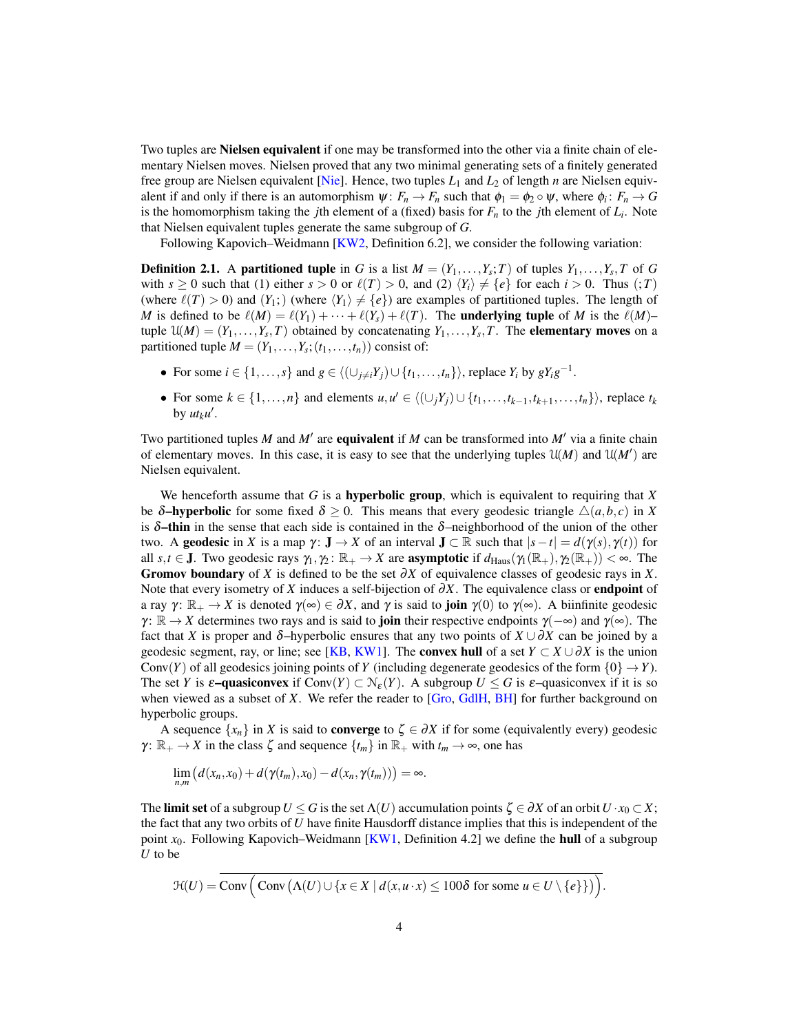Two tuples are **Nielsen equivalent** if one may be transformed into the other via a finite chain of elementary Nielsen moves. Nielsen proved that any two minimal generating sets of a finitely generated free group are Nielsen equivalent [Nie]. Hence, two tuples $L_1$ and $L_2$ of length $n$ are Nielsen equivalent if and only if there is an automorphism $\psi\colon F_n \to F_n$ such that $\phi_1 = \phi_2 \circ \psi$, where $\phi_i\colon F_n \to G$ is the homomorphism taking the $j$th element of a (fixed) basis for $F_n$ to the $j$th element of $L_i$. Note that Nielsen equivalent tuples generate the same subgroup of $G$.

Following Kapovich–Weidmann [KW2, Definition 6.2], we consider the following variation:

**Definition 2.1.** A **partitioned tuple** in $G$ is a list $M = (Y_1, \dots, Y_s; T)$ of tuples $Y_1, \dots, Y_s, T$ of $G$ with $s \geq 0$ such that (1) either $s > 0$ or $\ell(T) > 0$, and (2) $\langle Y_i \rangle \neq \{e\}$ for each $i > 0$. Thus $(;T)$ (where $\ell(T) > 0$) and $(Y_1;)$ (where $\langle Y_1 \rangle \neq \{e\}$) are examples of partitioned tuples. The length of $M$ is defined to be $\ell(M) = \ell(Y_1) + \dots + \ell(Y_s) + \ell(T)$. The **underlying tuple** of $M$ is the $\ell(M)$–tuple $\mathcal{U}(M) = (Y_1, \dots, Y_s, T)$ obtained by concatenating $Y_1, \dots, Y_s, T$. The **elementary moves** on a partitioned tuple $M = (Y_1, \dots, Y_s; (t_1, \dots, t_n))$ consist of:

- For some $i \in \{1, \dots, s\}$ and $g \in \langle (\cup_{j \neq i} Y_j) \cup \{t_1, \dots, t_n\} \rangle$, replace $Y_i$ by $gY_ig^{-1}$.
- For some $k \in \{1, \dots, n\}$ and elements $u, u' \in \langle (\cup_j Y_j) \cup \{t_1, \dots, t_{k-1}, t_{k+1}, \dots, t_n\} \rangle$, replace $t_k$ by $ut_ku'$.

Two partitioned tuples $M$ and $M'$ are **equivalent** if $M$ can be transformed into $M'$ via a finite chain of elementary moves. In this case, it is easy to see that the underlying tuples $\mathcal{U}(M)$ and $\mathcal{U}(M')$ are Nielsen equivalent.

We henceforth assume that $G$ is a **hyperbolic group**, which is equivalent to requiring that $X$ be $\delta$**–hyperbolic** for some fixed $\delta \geq 0$. This means that every geodesic triangle $\triangle(a,b,c)$ in $X$ is $\delta$**–thin** in the sense that each side is contained in the $\delta$–neighborhood of the union of the other two. A **geodesic** in $X$ is a map $\gamma\colon \mathbf{J} \to X$ of an interval $\mathbf{J} \subset \mathbb{R}$ such that $|s-t| = d(\gamma(s), \gamma(t))$ for all $s, t \in \mathbf{J}$. Two geodesic rays $\gamma_1, \gamma_2\colon \mathbb{R}_+ \to X$ are **asymptotic** if $d_{\mathrm{Haus}}(\gamma_1(\mathbb{R}_+), \gamma_2(\mathbb{R}_+)) < \infty$. The **Gromov boundary** of $X$ is defined to be the set $\partial X$ of equivalence classes of geodesic rays in $X$. Note that every isometry of $X$ induces a self-bijection of $\partial X$. The equivalence class or **endpoint** of a ray $\gamma\colon \mathbb{R}_+ \to X$ is denoted $\gamma(\infty) \in \partial X$, and $\gamma$ is said to **join** $\gamma(0)$ to $\gamma(\infty)$. A biinfinite geodesic $\gamma\colon \mathbb{R} \to X$ determines two rays and is said to **join** their respective endpoints $\gamma(-\infty)$ and $\gamma(\infty)$. The fact that $X$ is proper and $\delta$–hyperbolic ensures that any two points of $X \cup \partial X$ can be joined by a geodesic segment, ray, or line; see [KB, KW1]. The **convex hull** of a set $Y \subset X \cup \partial X$ is the union $\mathrm{Conv}(Y)$ of all geodesics joining points of $Y$ (including degenerate geodesics of the form $\{0\} \to Y$). The set $Y$ is $\varepsilon$**–quasiconvex** if $\mathrm{Conv}(Y) \subset \mathcal{N}_\varepsilon(Y)$. A subgroup $U \leq G$ is $\varepsilon$–quasiconvex if it is so when viewed as a subset of $X$. We refer the reader to [Gro, GdlH, BH] for further background on hyperbolic groups.

A sequence $\{x_n\}$ in $X$ is said to **converge** to $\zeta \in \partial X$ if for some (equivalently every) geodesic $\gamma\colon \mathbb{R}_+ \to X$ in the class $\zeta$ and sequence $\{t_m\}$ in $\mathbb{R}_+$ with $t_m \to \infty$, one has

$$\lim_{n,m} \big( d(x_n, x_0) + d(\gamma(t_m), x_0) - d(x_n, \gamma(t_m)) \big) = \infty.$$

The **limit set** of a subgroup $U \leq G$ is the set $\Lambda(U)$ accumulation points $\zeta \in \partial X$ of an orbit $U \cdot x_0 \subset X$; the fact that any two orbits of $U$ have finite Hausdorff distance implies that this is independent of the point $x_0$. Following Kapovich–Weidmann [KW1, Definition 4.2] we define the **hull** of a subgroup $U$ to be

$$\mathcal{H}(U) = \overline{\mathrm{Conv}\Big( \mathrm{Conv}\left( \Lambda(U) \cup \{x \in X \mid d(x, u \cdot x) \leq 100\delta \text{ for some } u \in U \setminus \{e\}\}\right)\Big)}.$$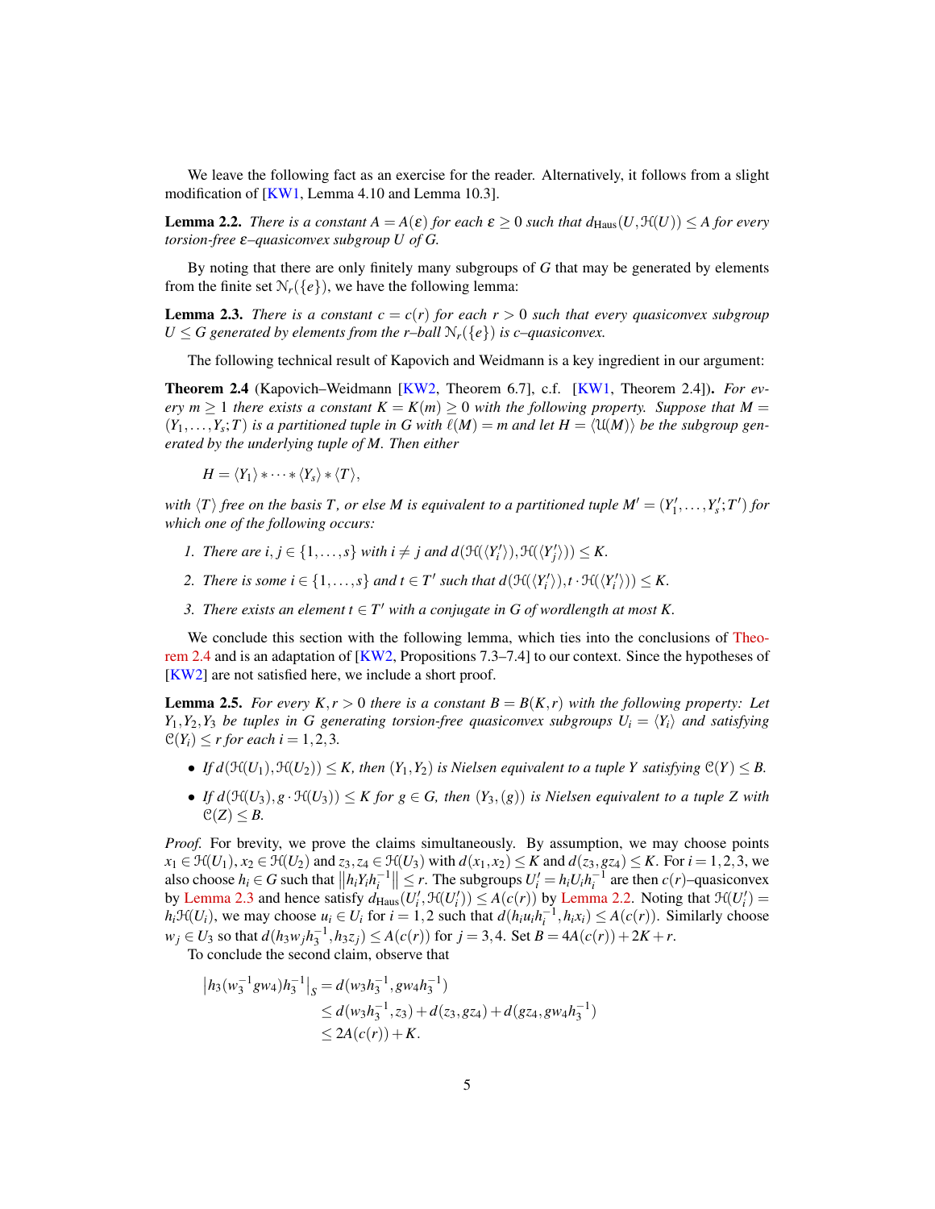We leave the following fact as an exercise for the reader. Alternatively, it follows from a slight modification of [KW1, Lemma 4.10 and Lemma 10.3].

**Lemma 2.2.** *There is a constant $A = A(\varepsilon)$ for each $\varepsilon \geq 0$ such that $d_{\mathrm{Haus}}(U, \mathcal{H}(U)) \leq A$ for every torsion-free $\varepsilon$–quasiconvex subgroup $U$ of $G$.*

By noting that there are only finitely many subgroups of $G$ that may be generated by elements from the finite set $\mathcal{N}_r(\{e\})$, we have the following lemma:

**Lemma 2.3.** *There is a constant $c = c(r)$ for each $r > 0$ such that every quasiconvex subgroup $U \leq G$ generated by elements from the $r$–ball $\mathcal{N}_r(\{e\})$ is $c$–quasiconvex.*

The following technical result of Kapovich and Weidmann is a key ingredient in our argument:

**Theorem 2.4** (Kapovich–Weidmann [KW2, Theorem 6.7], c.f. [KW1, Theorem 2.4])**.** *For every $m \geq 1$ there exists a constant $K = K(m) \geq 0$ with the following property. Suppose that $M = (Y_1, \ldots, Y_s; T)$ is a partitioned tuple in $G$ with $\ell(M) = m$ and let $H = \langle \mathcal{U}(M) \rangle$ be the subgroup generated by the underlying tuple of $M$. Then either*

$$H = \langle Y_1 \rangle * \cdots * \langle Y_s \rangle * \langle T \rangle,$$

*with $\langle T \rangle$ free on the basis $T$, or else $M$ is equivalent to a partitioned tuple $M' = (Y'_1, \ldots, Y'_s; T')$ for which one of the following occurs:*

1. *There are $i, j \in \{1, \ldots, s\}$ with $i \neq j$ and $d(\mathcal{H}(\langle Y'_i \rangle), \mathcal{H}(\langle Y'_j \rangle)) \leq K$.*
2. *There is some $i \in \{1, \ldots, s\}$ and $t \in T'$ such that $d(\mathcal{H}(\langle Y'_i \rangle), t \cdot \mathcal{H}(\langle Y'_i \rangle)) \leq K$.*
3. *There exists an element $t \in T'$ with a conjugate in $G$ of wordlength at most $K$.*

We conclude this section with the following lemma, which ties into the conclusions of Theorem 2.4 and is an adaptation of [KW2, Propositions 7.3–7.4] to our context. Since the hypotheses of [KW2] are not satisfied here, we include a short proof.

**Lemma 2.5.** *For every $K, r > 0$ there is a constant $B = B(K, r)$ with the following property: Let $Y_1, Y_2, Y_3$ be tuples in $G$ generating torsion-free quasiconvex subgroups $U_i = \langle Y_i \rangle$ and satisfying $\mathcal{C}(Y_i) \leq r$ for each $i = 1, 2, 3$.*

- *If $d(\mathcal{H}(U_1), \mathcal{H}(U_2)) \leq K$, then $(Y_1, Y_2)$ is Nielsen equivalent to a tuple $Y$ satisfying $\mathcal{C}(Y) \leq B$.*
- *If $d(\mathcal{H}(U_3), g \cdot \mathcal{H}(U_3)) \leq K$ for $g \in G$, then $(Y_3, (g))$ is Nielsen equivalent to a tuple $Z$ with $\mathcal{C}(Z) \leq B$.*

*Proof.* For brevity, we prove the claims simultaneously. By assumption, we may choose points $x_1 \in \mathcal{H}(U_1)$, $x_2 \in \mathcal{H}(U_2)$ and $z_3, z_4 \in \mathcal{H}(U_3)$ with $d(x_1, x_2) \leq K$ and $d(z_3, gz_4) \leq K$. For $i = 1, 2, 3$, we also choose $h_i \in G$ such that $\|h_i Y_i h_i^{-1}\| \leq r$. The subgroups $U'_i = h_i U_i h_i^{-1}$ are then $c(r)$–quasiconvex by Lemma 2.3 and hence satisfy $d_{\mathrm{Haus}}(U'_i, \mathcal{H}(U'_i)) \leq A(c(r))$ by Lemma 2.2. Noting that $\mathcal{H}(U'_i) = h_i \mathcal{H}(U_i)$, we may choose $u_i \in U_i$ for $i = 1, 2$ such that $d(h_i u_i h_i^{-1}, h_i x_i) \leq A(c(r))$. Similarly choose $w_j \in U_3$ so that $d(h_3 w_j h_3^{-1}, h_3 z_j) \leq A(c(r))$ for $j = 3, 4$. Set $B = 4A(c(r)) + 2K + r$.

To conclude the second claim, observe that

$$\begin{aligned}
\left| h_3(w_3^{-1} g w_4) h_3^{-1} \right|_S &= d(w_3 h_3^{-1}, g w_4 h_3^{-1}) \\
&\leq d(w_3 h_3^{-1}, z_3) + d(z_3, g z_4) + d(g z_4, g w_4 h_3^{-1}) \\
&\leq 2A(c(r)) + K.
\end{aligned}$$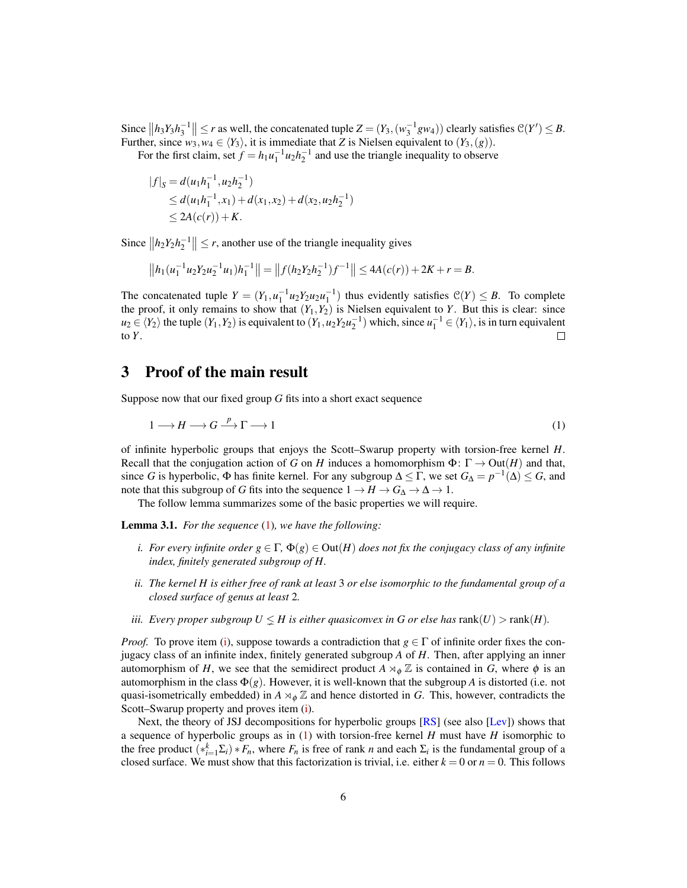Since $\left\|h_3 Y_3 h_3^{-1}\right\| \leq r$ as well, the concatenated tuple $Z = (Y_3, (w_3^{-1} g w_4))$ clearly satisfies $\mathcal{C}(Y') \leq B$. Further, since $w_3, w_4 \in \langle Y_3 \rangle$, it is immediate that $Z$ is Nielsen equivalent to $(Y_3, (g))$.

For the first claim, set $f = h_1 u_1^{-1} u_2 h_2^{-1}$ and use the triangle inequality to observe

$$
\begin{aligned}
|f|_S &= d(u_1 h_1^{-1}, u_2 h_2^{-1}) \\
&\leq d(u_1 h_1^{-1}, x_1) + d(x_1, x_2) + d(x_2, u_2 h_2^{-1}) \\
&\leq 2A(c(r)) + K.
\end{aligned}
$$

Since $\left\|h_2 Y_2 h_2^{-1}\right\| \leq r$, another use of the triangle inequality gives

$$
\left\|h_1 (u_1^{-1} u_2 Y_2 u_2^{-1} u_1) h_1^{-1}\right\| = \left\|f (h_2 Y_2 h_2^{-1}) f^{-1}\right\| \leq 4A(c(r)) + 2K + r = B.
$$

The concatenated tuple $Y = (Y_1, u_1^{-1} u_2 Y_2 u_2 u_1^{-1})$ thus evidently satisfies $\mathcal{C}(Y) \leq B$. To complete the proof, it only remains to show that $(Y_1, Y_2)$ is Nielsen equivalent to $Y$. But this is clear: since $u_2 \in \langle Y_2 \rangle$ the tuple $(Y_1, Y_2)$ is equivalent to $(Y_1, u_2 Y_2 u_2^{-1})$ which, since $u_1^{-1} \in \langle Y_1 \rangle$, is in turn equivalent to $Y$. ∎

# 3 Proof of the main result

Suppose now that our fixed group $G$ fits into a short exact sequence

$$
1 \longrightarrow H \longrightarrow G \xrightarrow{p} \Gamma \longrightarrow 1 \tag{1}
$$

of infinite hyperbolic groups that enjoys the Scott–Swarup property with torsion-free kernel $H$. Recall that the conjugation action of $G$ on $H$ induces a homomorphism $\Phi\colon \Gamma \to \mathrm{Out}(H)$ and that, since $G$ is hyperbolic, $\Phi$ has finite kernel. For any subgroup $\Delta \leq \Gamma$, we set $G_\Delta = p^{-1}(\Delta) \leq G$, and note that this subgroup of $G$ fits into the sequence $1 \to H \to G_\Delta \to \Delta \to 1$.

The follow lemma summarizes some of the basic properties we will require.

**Lemma 3.1.** *For the sequence (1), we have the following:*

*i. For every infinite order $g \in \Gamma$, $\Phi(g) \in \mathrm{Out}(H)$ does not fix the conjugacy class of any infinite index, finitely generated subgroup of $H$.*

*ii. The kernel $H$ is either free of rank at least 3 or else isomorphic to the fundamental group of a closed surface of genus at least 2.*

*iii. Every proper subgroup $U \lneq H$ is either quasiconvex in $G$ or else has $\mathrm{rank}(U) > \mathrm{rank}(H)$.*

*Proof.* To prove item (i), suppose towards a contradiction that $g \in \Gamma$ of infinite order fixes the conjugacy class of an infinite index, finitely generated subgroup $A$ of $H$. Then, after applying an inner automorphism of $H$, we see that the semidirect product $A \rtimes_\phi \mathbb{Z}$ is contained in $G$, where $\phi$ is an automorphism in the class $\Phi(g)$. However, it is well-known that the subgroup $A$ is distorted (i.e. not quasi-isometrically embedded) in $A \rtimes_\phi \mathbb{Z}$ and hence distorted in $G$. This, however, contradicts the Scott–Swarup property and proves item (i).

Next, the theory of JSJ decompositions for hyperbolic groups [RS] (see also [Lev]) shows that a sequence of hyperbolic groups as in (1) with torsion-free kernel $H$ must have $H$ isomorphic to the free product $(*_{i=1}^{k} \Sigma_i) * F_n$, where $F_n$ is free of rank $n$ and each $\Sigma_i$ is the fundamental group of a closed surface. We must show that this factorization is trivial, i.e. either $k = 0$ or $n = 0$. This follows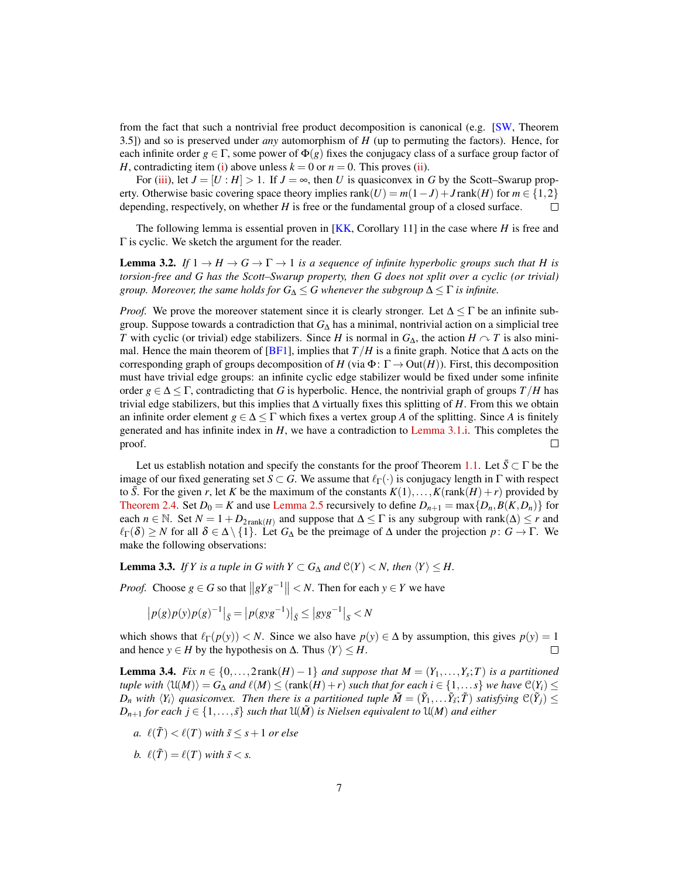from the fact that such a nontrivial free product decomposition is canonical (e.g. [SW, Theorem 3.5]) and so is preserved under *any* automorphism of $H$ (up to permuting the factors). Hence, for each infinite order $g \in \Gamma$, some power of $\Phi(g)$ fixes the conjugacy class of a surface group factor of $H$, contradicting item (i) above unless $k = 0$ or $n = 0$. This proves (ii).

For (iii), let $J = [U : H] > 1$. If $J = \infty$, then $U$ is quasiconvex in $G$ by the Scott–Swarup property. Otherwise basic covering space theory implies $\operatorname{rank}(U) = m(1-J) + J\operatorname{rank}(H)$ for $m \in \{1,2\}$ depending, respectively, on whether $H$ is free or the fundamental group of a closed surface. $\square$

The following lemma is essential proven in [KK, Corollary 11] in the case where $H$ is free and $\Gamma$ is cyclic. We sketch the argument for the reader.

**Lemma 3.2.** *If $1 \to H \to G \to \Gamma \to 1$ is a sequence of infinite hyperbolic groups such that $H$ is torsion-free and $G$ has the Scott–Swarup property, then $G$ does not split over a cyclic (or trivial) group. Moreover, the same holds for $G_\Delta \le G$ whenever the subgroup $\Delta \le \Gamma$ is infinite.*

*Proof.* We prove the moreover statement since it is clearly stronger. Let $\Delta \le \Gamma$ be an infinite subgroup. Suppose towards a contradiction that $G_\Delta$ has a minimal, nontrivial action on a simplicial tree $T$ with cyclic (or trivial) edge stabilizers. Since $H$ is normal in $G_\Delta$, the action $H \curvearrowright T$ is also minimal. Hence the main theorem of [BF1], implies that $T/H$ is a finite graph. Notice that $\Delta$ acts on the corresponding graph of groups decomposition of $H$ (via $\Phi\colon \Gamma \to \operatorname{Out}(H)$). First, this decomposition must have trivial edge groups: an infinite cyclic edge stabilizer would be fixed under some infinite order $g \in \Delta \le \Gamma$, contradicting that $G$ is hyperbolic. Hence, the nontrivial graph of groups $T/H$ has trivial edge stabilizers, but this implies that $\Delta$ virtually fixes this splitting of $H$. From this we obtain an infinite order element $g \in \Delta \le \Gamma$ which fixes a vertex group $A$ of the splitting. Since $A$ is finitely generated and has infinite index in $H$, we have a contradiction to Lemma 3.1.i. This completes the proof. $\square$

Let us establish notation and specify the constants for the proof Theorem 1.1. Let $\bar{S} \subset \Gamma$ be the image of our fixed generating set $S \subset G$. We assume that $\ell_\Gamma(\cdot)$ is conjugacy length in $\Gamma$ with respect to $\bar{S}$. For the given $r$, let $K$ be the maximum of the constants $K(1), \dots, K(\operatorname{rank}(H)+r)$ provided by Theorem 2.4. Set $D_0 = K$ and use Lemma 2.5 recursively to define $D_{n+1} = \max\{D_n, B(K, D_n)\}$ for each $n \in \mathbb{N}$. Set $N = 1 + D_{2\operatorname{rank}(H)}$ and suppose that $\Delta \le \Gamma$ is any subgroup with $\operatorname{rank}(\Delta) \le r$ and $\ell_\Gamma(\delta) \ge N$ for all $\delta \in \Delta \setminus \{1\}$. Let $G_\Delta$ be the preimage of $\Delta$ under the projection $p\colon G \to \Gamma$. We make the following observations:

**Lemma 3.3.** *If $Y$ is a tuple in $G$ with $Y \subset G_\Delta$ and $\mathcal{C}(Y) < N$, then $\langle Y \rangle \le H$.*

*Proof.* Choose $g \in G$ so that $\left\| gYg^{-1} \right\| < N$. Then for each $y \in Y$ we have

$$\left| p(g)p(y)p(g)^{-1} \right|_{\bar{S}} = \left| p(gyg^{-1}) \right|_{\bar{S}} \le \left| gyg^{-1} \right|_S < N$$

which shows that $\ell_\Gamma(p(y)) < N$. Since we also have $p(y) \in \Delta$ by assumption, this gives $p(y) = 1$ and hence $y \in H$ by the hypothesis on $\Delta$. Thus $\langle Y \rangle \le H$. $\square$

**Lemma 3.4.** *Fix $n \in \{0, \dots, 2\operatorname{rank}(H) - 1\}$ and suppose that $M = (Y_1, \dots, Y_s; T)$ is a partitioned tuple with $\langle \mathcal{U}(M) \rangle = G_\Delta$ and $\ell(M) \le (\operatorname{rank}(H) + r)$ such that for each $i \in \{1, \dots s\}$ we have $\mathcal{C}(Y_i) \le D_n$ with $\langle Y_i \rangle$ quasiconvex. Then there is a partitioned tuple $\tilde{M} = (\tilde{Y}_1, \dots \tilde{Y}_{\tilde{s}}; \tilde{T})$ satisfying $\mathcal{C}(\tilde{Y}_j) \le D_{n+1}$ for each $j \in \{1, \dots, \tilde{s}\}$ such that $\mathcal{U}(\tilde{M})$ is Nielsen equivalent to $\mathcal{U}(M)$ and either*

*a. $\ell(\tilde{T}) < \ell(T)$ with $\tilde{s} \le s + 1$ or else*

*b. $\ell(\tilde{T}) = \ell(T)$ with $\tilde{s} < s$.*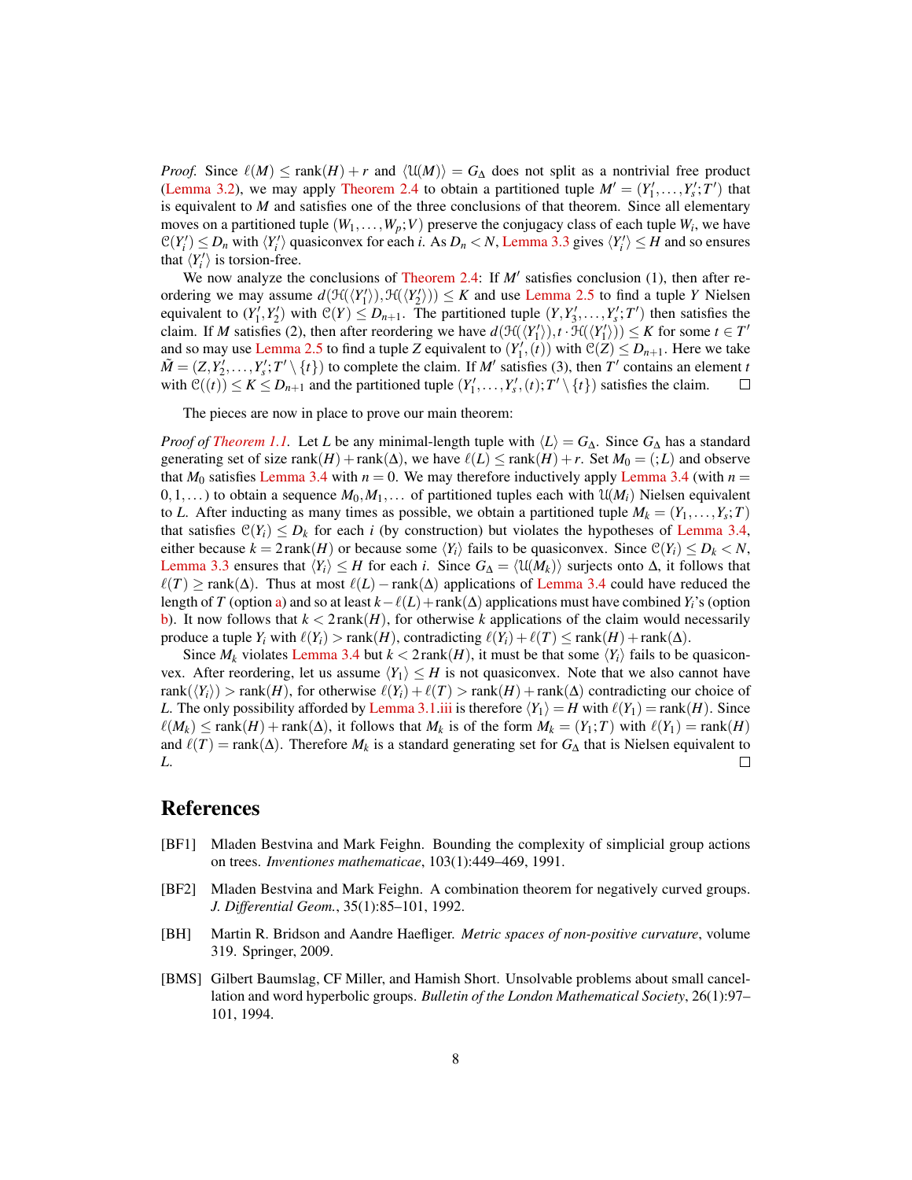*Proof.* Since $\ell(M) \leq \operatorname{rank}(H) + r$ and $\langle \mathcal{U}(M) \rangle = G_\Delta$ does not split as a nontrivial free product (Lemma 3.2), we may apply Theorem 2.4 to obtain a partitioned tuple $M' = (Y'_1, \ldots, Y'_s; T')$ that is equivalent to $M$ and satisfies one of the three conclusions of that theorem. Since all elementary moves on a partitioned tuple $(W_1, \ldots, W_p; V)$ preserve the conjugacy class of each tuple $W_i$, we have $\mathcal{C}(Y'_i) \leq D_n$ with $\langle Y'_i \rangle$ quasiconvex for each $i$. As $D_n < N$, Lemma 3.3 gives $\langle Y'_i \rangle \leq H$ and so ensures that $\langle Y'_i \rangle$ is torsion-free.

We now analyze the conclusions of Theorem 2.4: If $M'$ satisfies conclusion (1), then after reordering we may assume $d(\mathcal{H}(\langle Y'_1 \rangle), \mathcal{H}(\langle Y'_2 \rangle)) \leq K$ and use Lemma 2.5 to find a tuple $Y$ Nielsen equivalent to $(Y'_1, Y'_2)$ with $\mathcal{C}(Y) \leq D_{n+1}$. The partitioned tuple $(Y, Y'_3, \ldots, Y'_s; T')$ then satisfies the claim. If $M$ satisfies (2), then after reordering we have $d(\mathcal{H}(\langle Y'_1 \rangle), t \cdot \mathcal{H}(\langle Y'_1 \rangle)) \leq K$ for some $t \in T'$ and so may use Lemma 2.5 to find a tuple $Z$ equivalent to $(Y'_1, (t))$ with $\mathcal{C}(Z) \leq D_{n+1}$. Here we take $\tilde{M} = (Z, Y'_2, \ldots, Y'_s; T' \setminus \{t\})$ to complete the claim. If $M'$ satisfies (3), then $T'$ contains an element $t$ with $\mathcal{C}((t)) \leq K \leq D_{n+1}$ and the partitioned tuple $(Y'_1, \ldots, Y'_s, (t); T' \setminus \{t\})$ satisfies the claim. ◻

The pieces are now in place to prove our main theorem:

*Proof of Theorem 1.1.* Let $L$ be any minimal-length tuple with $\langle L \rangle = G_\Delta$. Since $G_\Delta$ has a standard generating set of size $\operatorname{rank}(H) + \operatorname{rank}(\Delta)$, we have $\ell(L) \leq \operatorname{rank}(H) + r$. Set $M_0 = (; L)$ and observe that $M_0$ satisfies Lemma 3.4 with $n = 0$. We may therefore inductively apply Lemma 3.4 (with $n = 0, 1, \ldots$) to obtain a sequence $M_0, M_1, \ldots$ of partitioned tuples each with $\mathcal{U}(M_i)$ Nielsen equivalent to $L$. After inducting as many times as possible, we obtain a partitioned tuple $M_k = (Y_1, \ldots, Y_s; T)$ that satisfies $\mathcal{C}(Y_i) \leq D_k$ for each $i$ (by construction) but violates the hypotheses of Lemma 3.4, either because $k = 2\operatorname{rank}(H)$ or because some $\langle Y_i \rangle$ fails to be quasiconvex. Since $\mathcal{C}(Y_i) \leq D_k < N$, Lemma 3.3 ensures that $\langle Y_i \rangle \leq H$ for each $i$. Since $G_\Delta = \langle \mathcal{U}(M_k) \rangle$ surjects onto $\Delta$, it follows that $\ell(T) \geq \operatorname{rank}(\Delta)$. Thus at most $\ell(L) - \operatorname{rank}(\Delta)$ applications of Lemma 3.4 could have reduced the length of $T$ (option a) and so at least $k - \ell(L) + \operatorname{rank}(\Delta)$ applications must have combined $Y_i$'s (option b). It now follows that $k < 2\operatorname{rank}(H)$, for otherwise $k$ applications of the claim would necessarily produce a tuple $Y_i$ with $\ell(Y_i) > \operatorname{rank}(H)$, contradicting $\ell(Y_i) + \ell(T) \leq \operatorname{rank}(H) + \operatorname{rank}(\Delta)$.

Since $M_k$ violates Lemma 3.4 but $k < 2\operatorname{rank}(H)$, it must be that some $\langle Y_i \rangle$ fails to be quasiconvex. After reordering, let us assume $\langle Y_1 \rangle \leq H$ is not quasiconvex. Note that we also cannot have $\operatorname{rank}(\langle Y_i \rangle) > \operatorname{rank}(H)$, for otherwise $\ell(Y_i) + \ell(T) > \operatorname{rank}(H) + \operatorname{rank}(\Delta)$ contradicting our choice of $L$. The only possibility afforded by Lemma 3.1.iii is therefore $\langle Y_1 \rangle = H$ with $\ell(Y_1) = \operatorname{rank}(H)$. Since $\ell(M_k) \leq \operatorname{rank}(H) + \operatorname{rank}(\Delta)$, it follows that $M_k$ is of the form $M_k = (Y_1; T)$ with $\ell(Y_1) = \operatorname{rank}(H)$ and $\ell(T) = \operatorname{rank}(\Delta)$. Therefore $M_k$ is a standard generating set for $G_\Delta$ that is Nielsen equivalent to $L$. ◻

## References

[BF1] Mladen Bestvina and Mark Feighn. Bounding the complexity of simplicial group actions on trees. *Inventiones mathematicae*, 103(1):449–469, 1991.

[BF2] Mladen Bestvina and Mark Feighn. A combination theorem for negatively curved groups. *J. Differential Geom.*, 35(1):85–101, 1992.

[BH] Martin R. Bridson and Aandre Haefliger. *Metric spaces of non-positive curvature*, volume 319. Springer, 2009.

[BMS] Gilbert Baumslag, CF Miller, and Hamish Short. Unsolvable problems about small cancellation and word hyperbolic groups. *Bulletin of the London Mathematical Society*, 26(1):97–101, 1994.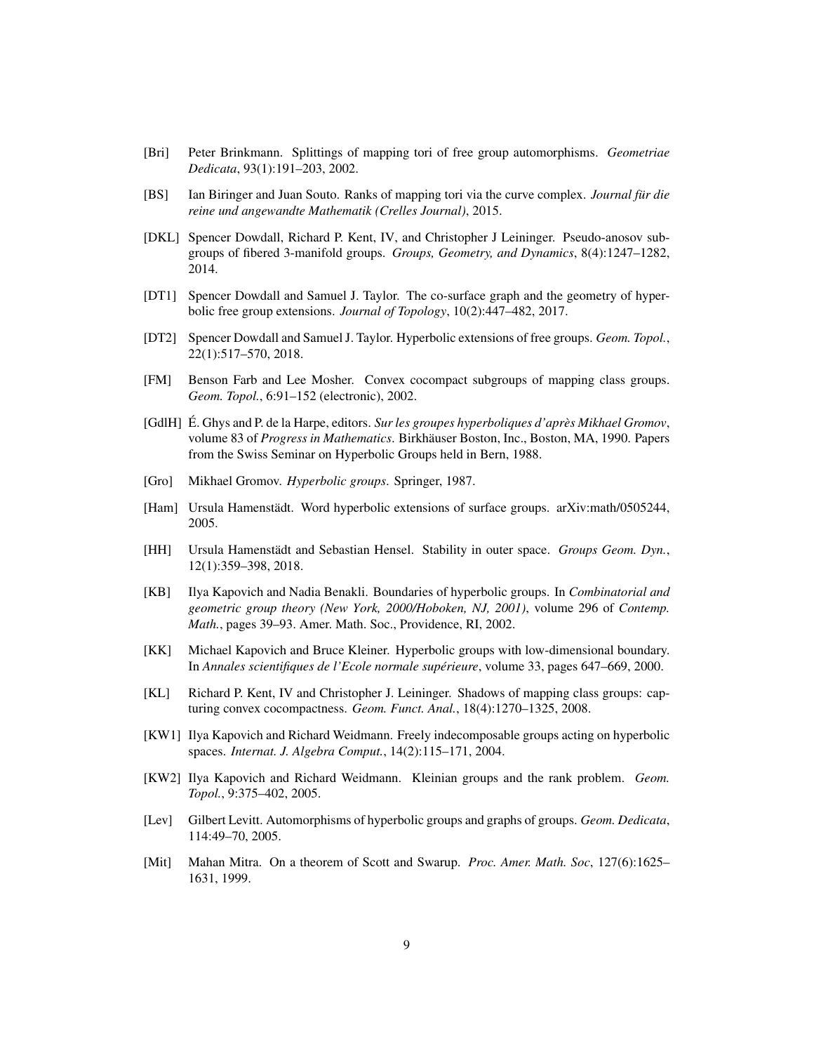[Bri] Peter Brinkmann. Splittings of mapping tori of free group automorphisms. *Geometriae Dedicata*, 93(1):191–203, 2002.

[BS] Ian Biringer and Juan Souto. Ranks of mapping tori via the curve complex. *Journal für die reine und angewandte Mathematik (Crelles Journal)*, 2015.

[DKL] Spencer Dowdall, Richard P. Kent, IV, and Christopher J Leininger. Pseudo-anosov subgroups of fibered 3-manifold groups. *Groups, Geometry, and Dynamics*, 8(4):1247–1282, 2014.

[DT1] Spencer Dowdall and Samuel J. Taylor. The co-surface graph and the geometry of hyperbolic free group extensions. *Journal of Topology*, 10(2):447–482, 2017.

[DT2] Spencer Dowdall and Samuel J. Taylor. Hyperbolic extensions of free groups. *Geom. Topol.*, 22(1):517–570, 2018.

[FM] Benson Farb and Lee Mosher. Convex cocompact subgroups of mapping class groups. *Geom. Topol.*, 6:91–152 (electronic), 2002.

[GdlH] É. Ghys and P. de la Harpe, editors. *Sur les groupes hyperboliques d'après Mikhael Gromov*, volume 83 of *Progress in Mathematics*. Birkhäuser Boston, Inc., Boston, MA, 1990. Papers from the Swiss Seminar on Hyperbolic Groups held in Bern, 1988.

[Gro] Mikhael Gromov. *Hyperbolic groups*. Springer, 1987.

[Ham] Ursula Hamenstädt. Word hyperbolic extensions of surface groups. arXiv:math/0505244, 2005.

[HH] Ursula Hamenstädt and Sebastian Hensel. Stability in outer space. *Groups Geom. Dyn.*, 12(1):359–398, 2018.

[KB] Ilya Kapovich and Nadia Benakli. Boundaries of hyperbolic groups. In *Combinatorial and geometric group theory (New York, 2000/Hoboken, NJ, 2001)*, volume 296 of *Contemp. Math.*, pages 39–93. Amer. Math. Soc., Providence, RI, 2002.

[KK] Michael Kapovich and Bruce Kleiner. Hyperbolic groups with low-dimensional boundary. In *Annales scientifiques de l'Ecole normale supérieure*, volume 33, pages 647–669, 2000.

[KL] Richard P. Kent, IV and Christopher J. Leininger. Shadows of mapping class groups: capturing convex cocompactness. *Geom. Funct. Anal.*, 18(4):1270–1325, 2008.

[KW1] Ilya Kapovich and Richard Weidmann. Freely indecomposable groups acting on hyperbolic spaces. *Internat. J. Algebra Comput.*, 14(2):115–171, 2004.

[KW2] Ilya Kapovich and Richard Weidmann. Kleinian groups and the rank problem. *Geom. Topol.*, 9:375–402, 2005.

[Lev] Gilbert Levitt. Automorphisms of hyperbolic groups and graphs of groups. *Geom. Dedicata*, 114:49–70, 2005.

[Mit] Mahan Mitra. On a theorem of Scott and Swarup. *Proc. Amer. Math. Soc*, 127(6):1625–1631, 1999.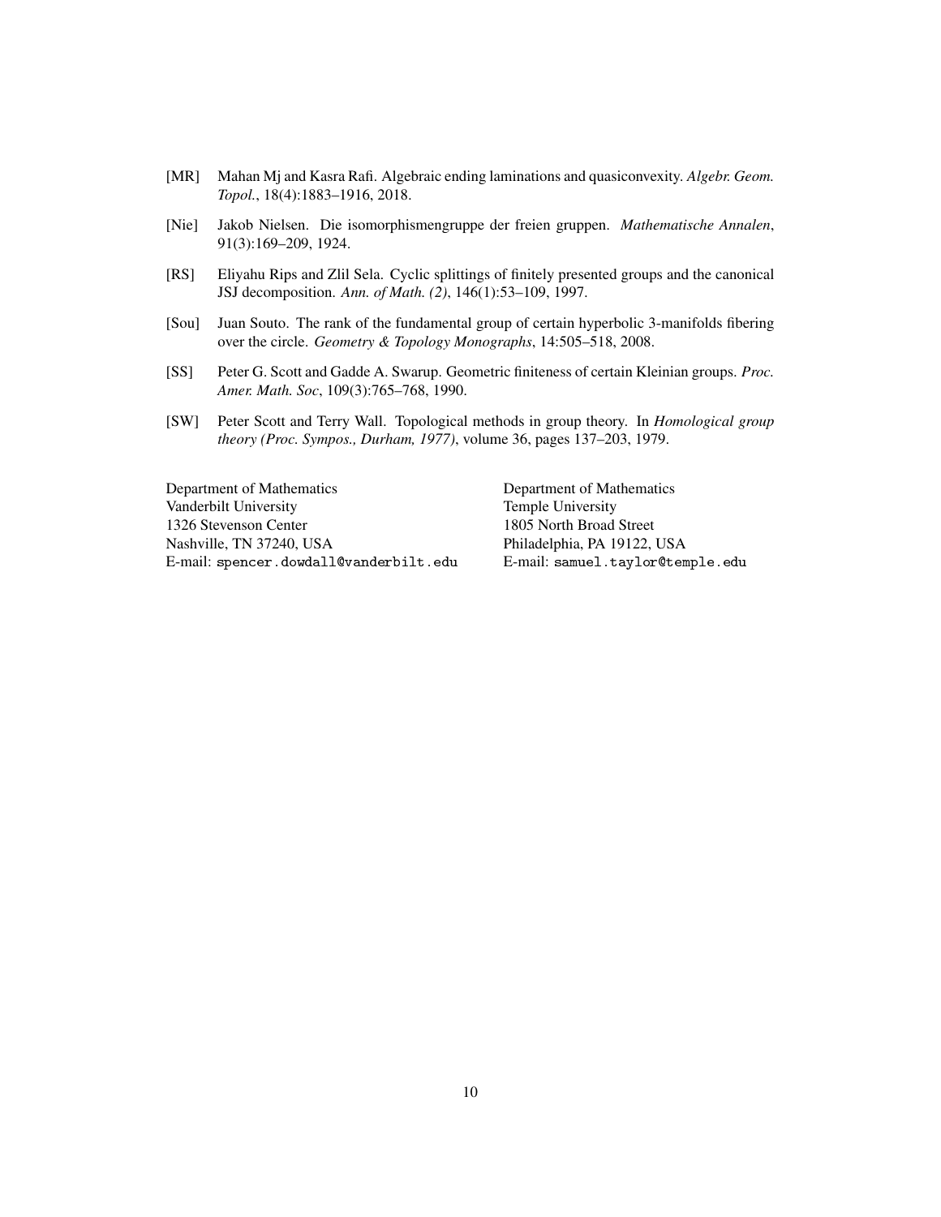[MR] Mahan Mj and Kasra Rafi. Algebraic ending laminations and quasiconvexity. *Algebr. Geom. Topol.*, 18(4):1883–1916, 2018.

[Nie] Jakob Nielsen. Die isomorphismengruppe der freien gruppen. *Mathematische Annalen*, 91(3):169–209, 1924.

[RS] Eliyahu Rips and Zlil Sela. Cyclic splittings of finitely presented groups and the canonical JSJ decomposition. *Ann. of Math. (2)*, 146(1):53–109, 1997.

[Sou] Juan Souto. The rank of the fundamental group of certain hyperbolic 3-manifolds fibering over the circle. *Geometry & Topology Monographs*, 14:505–518, 2008.

[SS] Peter G. Scott and Gadde A. Swarup. Geometric finiteness of certain Kleinian groups. *Proc. Amer. Math. Soc*, 109(3):765–768, 1990.

[SW] Peter Scott and Terry Wall. Topological methods in group theory. In *Homological group theory (Proc. Sympos., Durham, 1977)*, volume 36, pages 137–203, 1979.

Department of Mathematics
Vanderbilt University
1326 Stevenson Center
Nashville, TN 37240, USA
E-mail: `spencer.dowdall@vanderbilt.edu`

Department of Mathematics
Temple University
1805 North Broad Street
Philadelphia, PA 19122, USA
E-mail: `samuel.taylor@temple.edu`